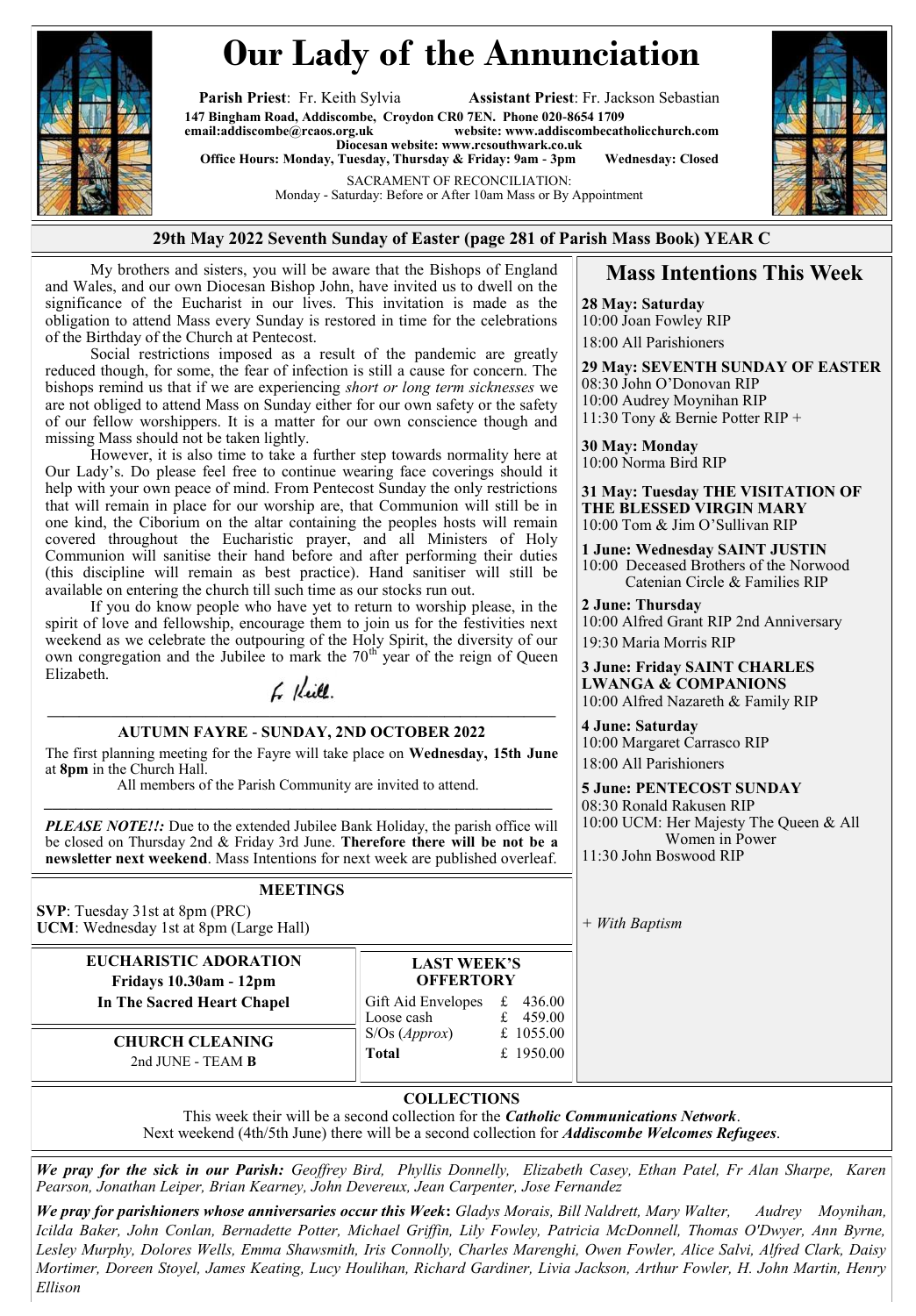# Our Lady of the Annunciation

**Parish Priest**: Fr. Keith Sylvia **Assistant Priest**: Fr. Jackson Sebastian

**147 Bingham Road, Addiscombe, Croydon CR0 7EN. Phone 020-8654 1709**
**email:addiscombe@rcaos.org.uk website: www.addiscombecatholicchurch.com**
**Diocesan website: www.rcsouthwark.co.uk**
**Office Hours: Monday, Tuesday, Thursday & Friday: 9am - 3pm Wednesday: Closed**

SACRAMENT OF RECONCILIATION:
Monday - Saturday: Before or After 10am Mass or By Appointment

**29th May 2022 Seventh Sunday of Easter (page 281 of Parish Mass Book) YEAR C**

My brothers and sisters, you will be aware that the Bishops of England and Wales, and our own Diocesan Bishop John, have invited us to dwell on the significance of the Eucharist in our lives. This invitation is made as the obligation to attend Mass every Sunday is restored in time for the celebrations of the Birthday of the Church at Pentecost.

Social restrictions imposed as a result of the pandemic are greatly reduced though, for some, the fear of infection is still a cause for concern. The bishops remind us that if we are experiencing *short or long term sicknesses* we are not obliged to attend Mass on Sunday either for our own safety or the safety of our fellow worshippers. It is a matter for our own conscience though and missing Mass should not be taken lightly.

However, it is also time to take a further step towards normality here at Our Lady's. Do please feel free to continue wearing face coverings should it help with your own peace of mind. From Pentecost Sunday the only restrictions that will remain in place for our worship are, that Communion will still be in one kind, the Ciborium on the altar containing the peoples hosts will remain covered throughout the Eucharistic prayer, and all Ministers of Holy Communion will sanitise their hand before and after performing their duties (this discipline will remain as best practice). Hand sanitiser will still be available on entering the church till such time as our stocks run out.

If you do know people who have yet to return to worship please, in the spirit of love and fellowship, encourage them to join us for the festivities next weekend as we celebrate the outpouring of the Holy Spirit, the diversity of our own congregation and the Jubilee to mark the 70th year of the reign of Queen Elizabeth.

Fr Keith.

---

**AUTUMN FAYRE - SUNDAY, 2ND OCTOBER 2022**

The first planning meeting for the Fayre will take place on **Wednesday, 15th June** at **8pm** in the Church Hall.

All members of the Parish Community are invited to attend.

---

***PLEASE NOTE!!:*** Due to the extended Jubilee Bank Holiday, the parish office will be closed on Thursday 2nd & Friday 3rd June. **Therefore there will be not be a newsletter next weekend**. Mass Intentions for next week are published overleaf.

**MEETINGS**

**SVP**: Tuesday 31st at 8pm (PRC)
**UCM**: Wednesday 1st at 8pm (Large Hall)

**EUCHARISTIC ADORATION**
**Fridays 10.30am - 12pm**
**In The Sacred Heart Chapel**

**CHURCH CLEANING**
2nd JUNE - TEAM **B**

**LAST WEEK'S OFFERTORY**

| | |
|---|---|
| Gift Aid Envelopes | £ 436.00 |
| Loose cash | £ 459.00 |
| S/Os (*Approx*) | £ 1055.00 |
| **Total** | £ 1950.00 |

## Mass Intentions This Week

**28 May: Saturday**
10:00 Joan Fowley RIP
18:00 All Parishioners

**29 May: SEVENTH SUNDAY OF EASTER**
08:30 John O'Donovan RIP
10:00 Audrey Moynihan RIP
11:30 Tony & Bernie Potter RIP +

**30 May: Monday**
10:00 Norma Bird RIP

**31 May: Tuesday THE VISITATION OF THE BLESSED VIRGIN MARY**
10:00 Tom & Jim O'Sullivan RIP

**1 June: Wednesday SAINT JUSTIN**
10:00 Deceased Brothers of the Norwood Catenian Circle & Families RIP

**2 June: Thursday**
10:00 Alfred Grant RIP 2nd Anniversary
19:30 Maria Morris RIP

**3 June: Friday SAINT CHARLES LWANGA & COMPANIONS**
10:00 Alfred Nazareth & Family RIP

**4 June: Saturday**
10:00 Margaret Carrasco RIP
18:00 All Parishioners

**5 June: PENTECOST SUNDAY**
08:30 Ronald Rakusen RIP
10:00 UCM: Her Majesty The Queen & All Women in Power
11:30 John Boswood RIP

*+ With Baptism*

**COLLECTIONS**

This week their will be a second collection for the ***Catholic Communications Network***.
Next weekend (4th/5th June) there will be a second collection for ***Addiscombe Welcomes Refugees***.

***We pray for the sick in our Parish:*** *Geoffrey Bird, Phyllis Donnelly, Elizabeth Casey, Ethan Patel, Fr Alan Sharpe, Karen Pearson, Jonathan Leiper, Brian Kearney, John Devereux, Jean Carpenter, Jose Fernandez*

***We pray for parishioners whose anniversaries occur this Week*****:** *Gladys Morais, Bill Naldrett, Mary Walter, Audrey Moynihan, Icilda Baker, John Conlan, Bernadette Potter, Michael Griffin, Lily Fowley, Patricia McDonnell, Thomas O'Dwyer, Ann Byrne, Lesley Murphy, Dolores Wells, Emma Shawsmith, Iris Connolly, Charles Marenghi, Owen Fowler, Alice Salvi, Alfred Clark, Daisy Mortimer, Doreen Stoyel, James Keating, Lucy Houlihan, Richard Gardiner, Livia Jackson, Arthur Fowler, H. John Martin, Henry Ellison*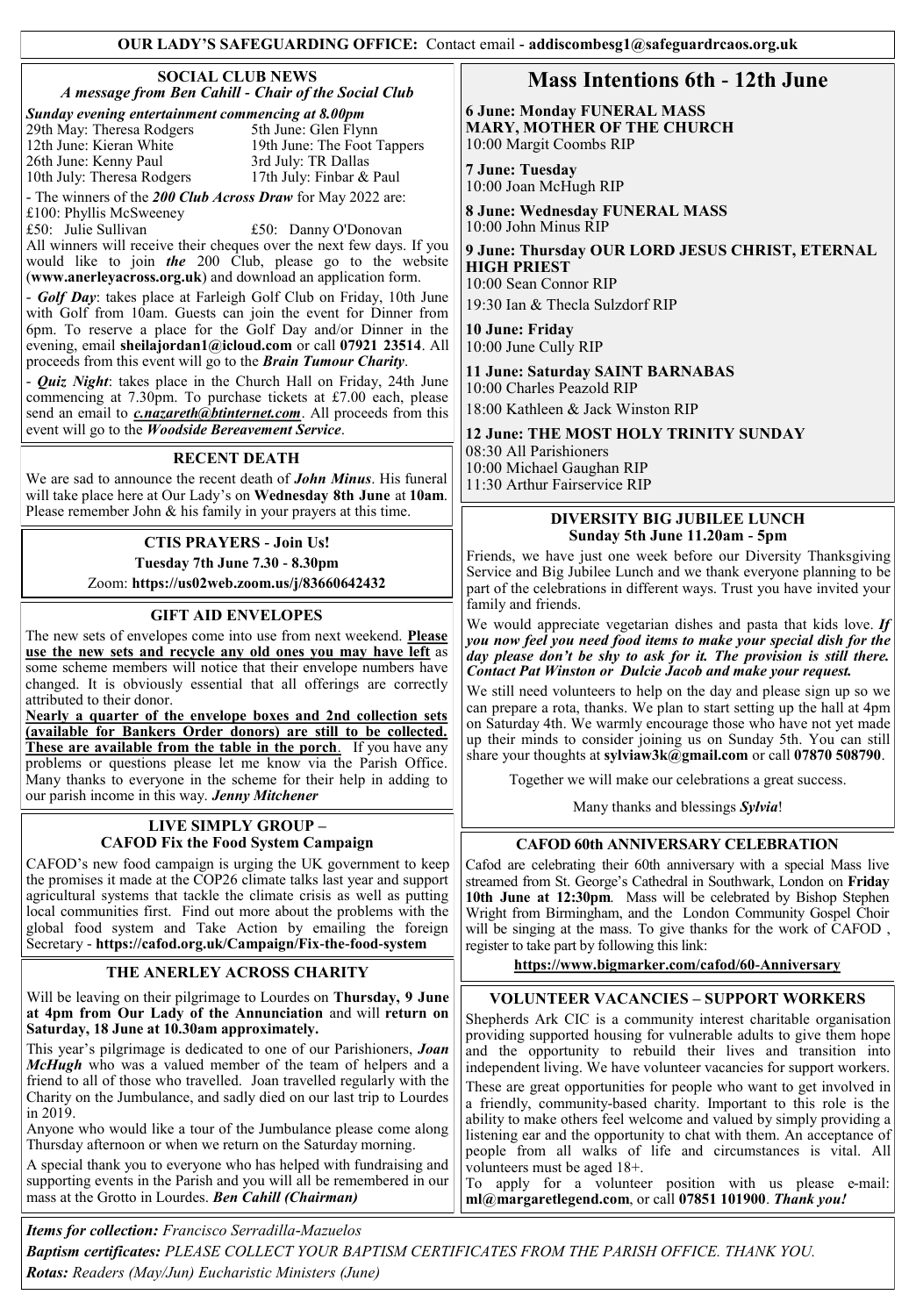**OUR LADY'S SAFEGUARDING OFFICE:** Contact email - **addiscombesg1@safeguardrcaos.org.uk**

## SOCIAL CLUB NEWS

*A message from Ben Cahill - Chair of the Social Club*

***Sunday evening entertainment commencing at 8.00pm***

| | |
|---|---|
| 29th May: Theresa Rodgers | 5th June: Glen Flynn |
| 12th June: Kieran White | 19th June: The Foot Tappers |
| 26th June: Kenny Paul | 3rd July: TR Dallas |
| 10th July: Theresa Rodgers | 17th July: Finbar & Paul |

- The winners of the ***200 Club Across Draw*** for May 2022 are:

£100: Phyllis McSweeney

£50: Julie Sullivan £50: Danny O'Donovan

All winners will receive their cheques over the next few days. If you would like to join ***the*** 200 Club, please go to the website (**www.anerleyacross.org.uk**) and download an application form.

- ***Golf Day***: takes place at Farleigh Golf Club on Friday, 10th June with Golf from 10am. Guests can join the event for Dinner from 6pm. To reserve a place for the Golf Day and/or Dinner in the evening, email **sheilajordan1@icloud.com** or call **07921 23514**. All proceeds from this event will go to the ***Brain Tumour Charity***.

- ***Quiz Night***: takes place in the Church Hall on Friday, 24th June commencing at 7.30pm. To purchase tickets at £7.00 each, please send an email to ***c.nazareth@btinternet.com***. All proceeds from this event will go to the ***Woodside Bereavement Service***.

## RECENT DEATH

We are sad to announce the recent death of ***John Minus***. His funeral will take place here at Our Lady's on **Wednesday 8th June** at **10am**. Please remember John & his family in your prayers at this time.

## CTIS PRAYERS - Join Us!

**Tuesday 7th June 7.30 - 8.30pm**

Zoom: **https://us02web.zoom.us/j/83660642432**

## GIFT AID ENVELOPES

The new sets of envelopes come into use from next weekend. **Please use the new sets and recycle any old ones you may have left** as some scheme members will notice that their envelope numbers have changed. It is obviously essential that all offerings are correctly attributed to their donor.

**Nearly a quarter of the envelope boxes and 2nd collection sets (available for Bankers Order donors) are still to be collected. These are available from the table in the porch**. If you have any problems or questions please let me know via the Parish Office. Many thanks to everyone in the scheme for their help in adding to our parish income in this way. ***Jenny Mitchener***

## LIVE SIMPLY GROUP – CAFOD Fix the Food System Campaign

CAFOD's new food campaign is urging the UK government to keep the promises it made at the COP26 climate talks last year and support agricultural systems that tackle the climate crisis as well as putting local communities first. Find out more about the problems with the global food system and Take Action by emailing the foreign Secretary - **https://cafod.org.uk/Campaign/Fix-the-food-system**

## THE ANERLEY ACROSS CHARITY

Will be leaving on their pilgrimage to Lourdes on **Thursday, 9 June at 4pm from Our Lady of the Annunciation** and will **return on Saturday, 18 June at 10.30am approximately.**

This year's pilgrimage is dedicated to one of our Parishioners, ***Joan McHugh*** who was a valued member of the team of helpers and a friend to all of those who travelled. Joan travelled regularly with the Charity on the Jumbulance, and sadly died on our last trip to Lourdes in 2019.

Anyone who would like a tour of the Jumbulance please come along Thursday afternoon or when we return on the Saturday morning.

A special thank you to everyone who has helped with fundraising and supporting events in the Parish and you will all be remembered in our mass at the Grotto in Lourdes. ***Ben Cahill (Chairman)***

# Mass Intentions 6th - 12th June

**6 June: Monday FUNERAL MASS**
**MARY, MOTHER OF THE CHURCH**
10:00 Margit Coombs RIP

**7 June: Tuesday**
10:00 Joan McHugh RIP

**8 June: Wednesday FUNERAL MASS**
10:00 John Minus RIP

**9 June: Thursday OUR LORD JESUS CHRIST, ETERNAL HIGH PRIEST**
10:00 Sean Connor RIP
19:30 Ian & Thecla Sulzdorf RIP

**10 June: Friday**
10:00 June Cully RIP

**11 June: Saturday SAINT BARNABAS**
10:00 Charles Peazold RIP
18:00 Kathleen & Jack Winston RIP

**12 June: THE MOST HOLY TRINITY SUNDAY**
08:30 All Parishioners
10:00 Michael Gaughan RIP
11:30 Arthur Fairservice RIP

## DIVERSITY BIG JUBILEE LUNCH

**Sunday 5th June 11.20am - 5pm**

Friends, we have just one week before our Diversity Thanksgiving Service and Big Jubilee Lunch and we thank everyone planning to be part of the celebrations in different ways. Trust you have invited your family and friends.

We would appreciate vegetarian dishes and pasta that kids love. ***If you now feel you need food items to make your special dish for the day please don't be shy to ask for it. The provision is still there. Contact Pat Winston or Dulcie Jacob and make your request.***

We still need volunteers to help on the day and please sign up so we can prepare a rota, thanks. We plan to start setting up the hall at 4pm on Saturday 4th. We warmly encourage those who have not yet made up their minds to consider joining us on Sunday 5th. You can still share your thoughts at **sylviaw3k@gmail.com** or call **07870 508790**.

Together we will make our celebrations a great success.

Many thanks and blessings ***Sylvia***!

## CAFOD 60th ANNIVERSARY CELEBRATION

Cafod are celebrating their 60th anniversary with a special Mass live streamed from St. George's Cathedral in Southwark, London on **Friday 10th June at 12:30pm**. Mass will be celebrated by Bishop Stephen Wright from Birmingham, and the London Community Gospel Choir will be singing at the mass. To give thanks for the work of CAFOD , register to take part by following this link:

**https://www.bigmarker.com/cafod/60-Anniversary**

## VOLUNTEER VACANCIES – SUPPORT WORKERS

Shepherds Ark CIC is a community interest charitable organisation providing supported housing for vulnerable adults to give them hope and the opportunity to rebuild their lives and transition into independent living. We have volunteer vacancies for support workers.

These are great opportunities for people who want to get involved in a friendly, community-based charity. Important to this role is the ability to make others feel welcome and valued by simply providing a listening ear and the opportunity to chat with them. An acceptance of people from all walks of life and circumstances is vital. All volunteers must be aged 18+.

To apply for a volunteer position with us please e-mail: **ml@margaretlegend.com**, or call **07851 101900**. ***Thank you!***

***Items for collection:*** *Francisco Serradilla-Mazuelos*

***Baptism certificates:*** *PLEASE COLLECT YOUR BAPTISM CERTIFICATES FROM THE PARISH OFFICE. THANK YOU.*

***Rotas:*** *Readers (May/Jun) Eucharistic Ministers (June)*